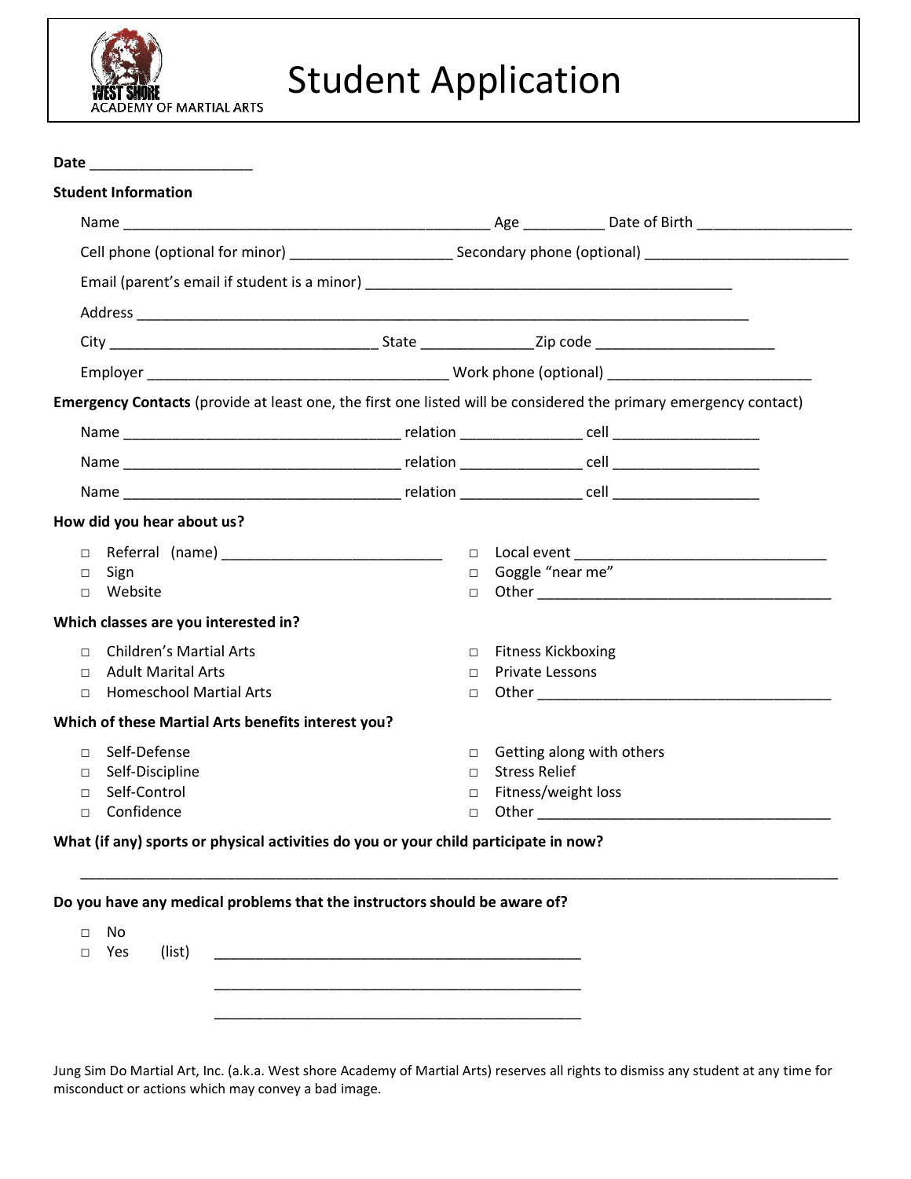WEST SHORE ACADEMY OF MARTIAL ARTS

# Student Application

**Date** ____________________

**Student Information**

Name ____________________________________________ Age __________ Date of Birth ___________________

Cell phone (optional for minor) ___________________ Secondary phone (optional) ________________________

Email (parent's email if student is a minor) ___________________________________________

Address __________________________________________________________________________

City _______________________________ State _____________Zip code _____________________

Employer ___________________________________ Work phone (optional) ________________________

**Emergency Contacts** (provide at least one, the first one listed will be considered the primary emergency contact)

Name ________________________________ relation ______________ cell _________________

Name ________________________________ relation ______________ cell _________________

Name ________________________________ relation ______________ cell _________________

**How did you hear about us?**

- □ Referral (name) __________________________
- □ Sign
- □ Website
- □ Local event ______________________________
- □ Goggle "near me"
- □ Other ___________________________________

**Which classes are you interested in?**

- □ Children's Martial Arts
- □ Adult Marital Arts
- □ Homeschool Martial Arts
- □ Fitness Kickboxing
- □ Private Lessons
- □ Other ___________________________________

**Which of these Martial Arts benefits interest you?**

- □ Self-Defense
- □ Self-Discipline
- □ Self-Control
- □ Confidence
- □ Getting along with others
- □ Stress Relief
- □ Fitness/weight loss
- □ Other ___________________________________

**What (if any) sports or physical activities do you or your child participate in now?**

_____________________________________________________________________________________

**Do you have any medical problems that the instructors should be aware of?**

- □ No
- □ Yes (list) ___________________________________________

___________________________________________

___________________________________________

Jung Sim Do Martial Art, Inc. (a.k.a. West shore Academy of Martial Arts) reserves all rights to dismiss any student at any time for misconduct or actions which may convey a bad image.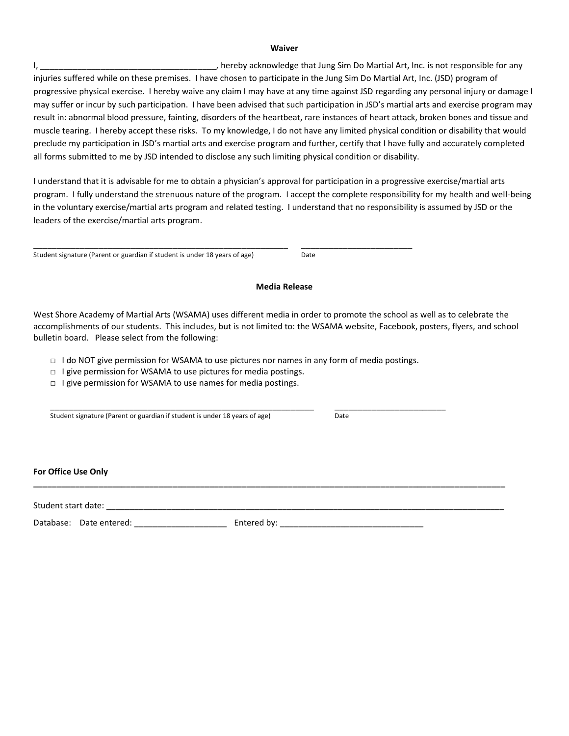## Waiver

I, ______________________________________, hereby acknowledge that Jung Sim Do Martial Art, Inc. is not responsible for any injuries suffered while on these premises. I have chosen to participate in the Jung Sim Do Martial Art, Inc. (JSD) program of progressive physical exercise. I hereby waive any claim I may have at any time against JSD regarding any personal injury or damage I may suffer or incur by such participation. I have been advised that such participation in JSD's martial arts and exercise program may result in: abnormal blood pressure, fainting, disorders of the heartbeat, rare instances of heart attack, broken bones and tissue and muscle tearing. I hereby accept these risks. To my knowledge, I do not have any limited physical condition or disability that would preclude my participation in JSD's martial arts and exercise program and further, certify that I have fully and accurately completed all forms submitted to me by JSD intended to disclose any such limiting physical condition or disability.

I understand that it is advisable for me to obtain a physician's approval for participation in a progressive exercise/martial arts program. I fully understand the strenuous nature of the program. I accept the complete responsibility for my health and well-being in the voluntary exercise/martial arts program and related testing. I understand that no responsibility is assumed by JSD or the leaders of the exercise/martial arts program.

____________________________________________________________ __________________________

Student signature (Parent or guardian if student is under 18 years of age) Date

## Media Release

West Shore Academy of Martial Arts (WSAMA) uses different media in order to promote the school as well as to celebrate the accomplishments of our students. This includes, but is not limited to: the WSAMA website, Facebook, posters, flyers, and school bulletin board. Please select from the following:

- □ I do NOT give permission for WSAMA to use pictures nor names in any form of media postings.
- □ I give permission for WSAMA to use pictures for media postings.
- □ I give permission for WSAMA to use names for media postings.

______________________________________________________________ __________________________

Student signature (Parent or guardian if student is under 18 years of age) Date

**For Office Use Only**

Student start date: ____________________________________________________________________________________

Database: Date entered: ____________________ Entered by: _______________________________